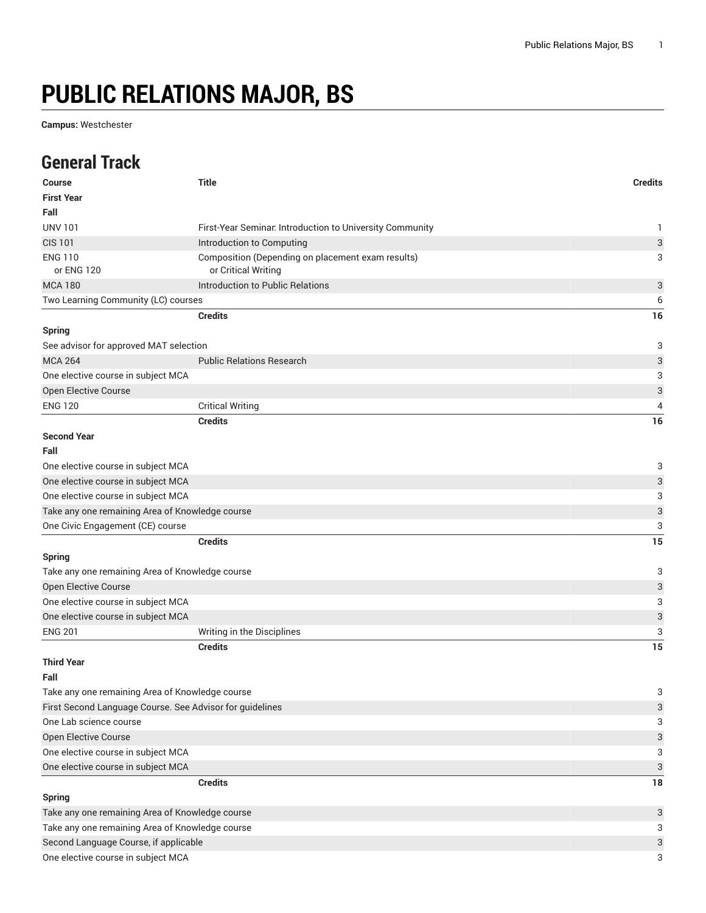# PUBLIC RELATIONS MAJOR, BS

**Campus:** Westchester

## General Track

| Course | Title | Credits |
|---|---|---|
| **First Year** | | |
| **Fall** | | |
| UNV 101 | First-Year Seminar: Introduction to University Community | 1 |
| CIS 101 | Introduction to Computing | 3 |
| ENG 110 or ENG 120 | Composition (Depending on placement exam results) or Critical Writing | 3 |
| MCA 180 | Introduction to Public Relations | 3 |
| Two Learning Community (LC) courses | | 6 |
| | **Credits** | **16** |
| **Spring** | | |
| See advisor for approved MAT selection | | 3 |
| MCA 264 | Public Relations Research | 3 |
| One elective course in subject MCA | | 3 |
| Open Elective Course | | 3 |
| ENG 120 | Critical Writing | 4 |
| | **Credits** | **16** |
| **Second Year** | | |
| **Fall** | | |
| One elective course in subject MCA | | 3 |
| One elective course in subject MCA | | 3 |
| One elective course in subject MCA | | 3 |
| Take any one remaining Area of Knowledge course | | 3 |
| One Civic Engagement (CE) course | | 3 |
| | **Credits** | **15** |
| **Spring** | | |
| Take any one remaining Area of Knowledge course | | 3 |
| Open Elective Course | | 3 |
| One elective course in subject MCA | | 3 |
| One elective course in subject MCA | | 3 |
| ENG 201 | Writing in the Disciplines | 3 |
| | **Credits** | **15** |
| **Third Year** | | |
| **Fall** | | |
| Take any one remaining Area of Knowledge course | | 3 |
| First Second Language Course. See Advisor for guidelines | | 3 |
| One Lab science course | | 3 |
| Open Elective Course | | 3 |
| One elective course in subject MCA | | 3 |
| One elective course in subject MCA | | 3 |
| | **Credits** | **18** |
| **Spring** | | |
| Take any one remaining Area of Knowledge course | | 3 |
| Take any one remaining Area of Knowledge course | | 3 |
| Second Language Course, if applicable | | 3 |
| One elective course in subject MCA | | 3 |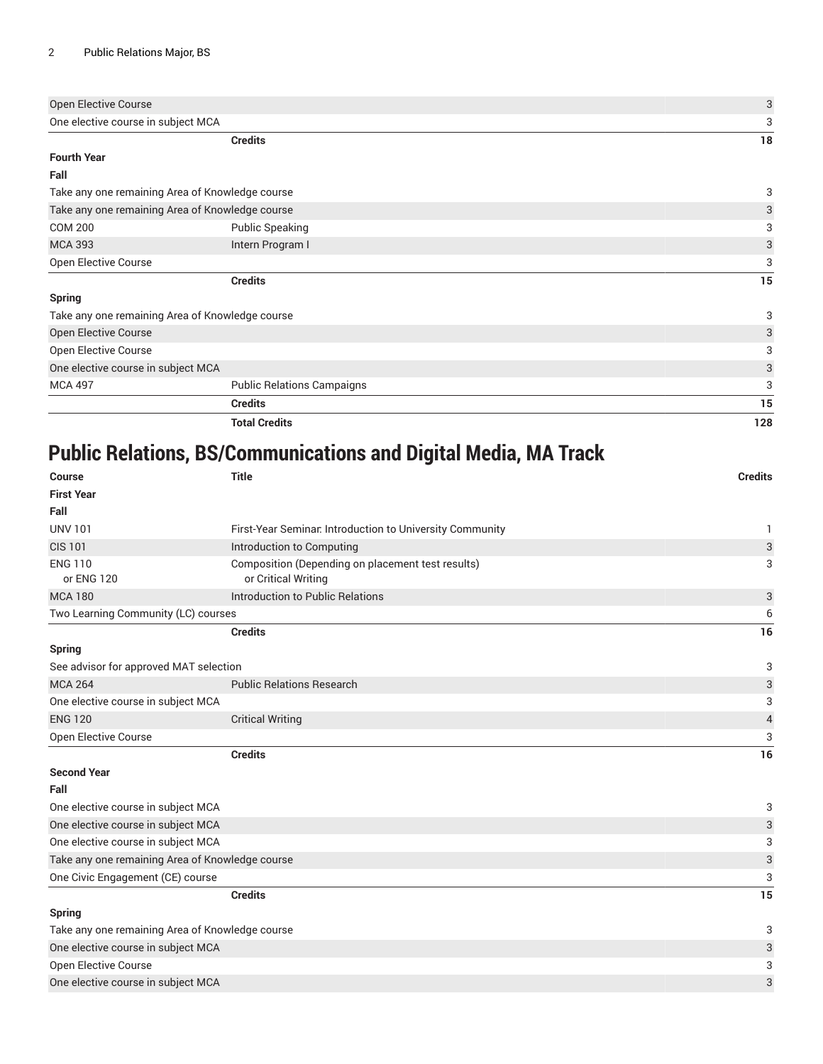| | | |
|---|---|---|
| Open Elective Course | | 3 |
| One elective course in subject MCA | | 3 |
| | **Credits** | **18** |
| **Fourth Year** | | |
| **Fall** | | |
| Take any one remaining Area of Knowledge course | | 3 |
| Take any one remaining Area of Knowledge course | | 3 |
| COM 200 | Public Speaking | 3 |
| MCA 393 | Intern Program I | 3 |
| Open Elective Course | | 3 |
| | **Credits** | **15** |
| **Spring** | | |
| Take any one remaining Area of Knowledge course | | 3 |
| Open Elective Course | | 3 |
| Open Elective Course | | 3 |
| One elective course in subject MCA | | 3 |
| MCA 497 | Public Relations Campaigns | 3 |
| | **Credits** | **15** |
| | **Total Credits** | **128** |

# Public Relations, BS/Communications and Digital Media, MA Track

| Course | Title | Credits |
|---|---|---|
| **First Year** | | |
| **Fall** | | |
| UNV 101 | First-Year Seminar: Introduction to University Community | 1 |
| CIS 101 | Introduction to Computing | 3 |
| ENG 110<br>or ENG 120 | Composition (Depending on placement test results)<br>or Critical Writing | 3 |
| MCA 180 | Introduction to Public Relations | 3 |
| Two Learning Community (LC) courses | | 6 |
| | **Credits** | **16** |
| **Spring** | | |
| See advisor for approved MAT selection | | 3 |
| MCA 264 | Public Relations Research | 3 |
| One elective course in subject MCA | | 3 |
| ENG 120 | Critical Writing | 4 |
| Open Elective Course | | 3 |
| | **Credits** | **16** |
| **Second Year** | | |
| **Fall** | | |
| One elective course in subject MCA | | 3 |
| One elective course in subject MCA | | 3 |
| One elective course in subject MCA | | 3 |
| Take any one remaining Area of Knowledge course | | 3 |
| One Civic Engagement (CE) course | | 3 |
| | **Credits** | **15** |
| **Spring** | | |
| Take any one remaining Area of Knowledge course | | 3 |
| One elective course in subject MCA | | 3 |
| Open Elective Course | | 3 |
| One elective course in subject MCA | | 3 |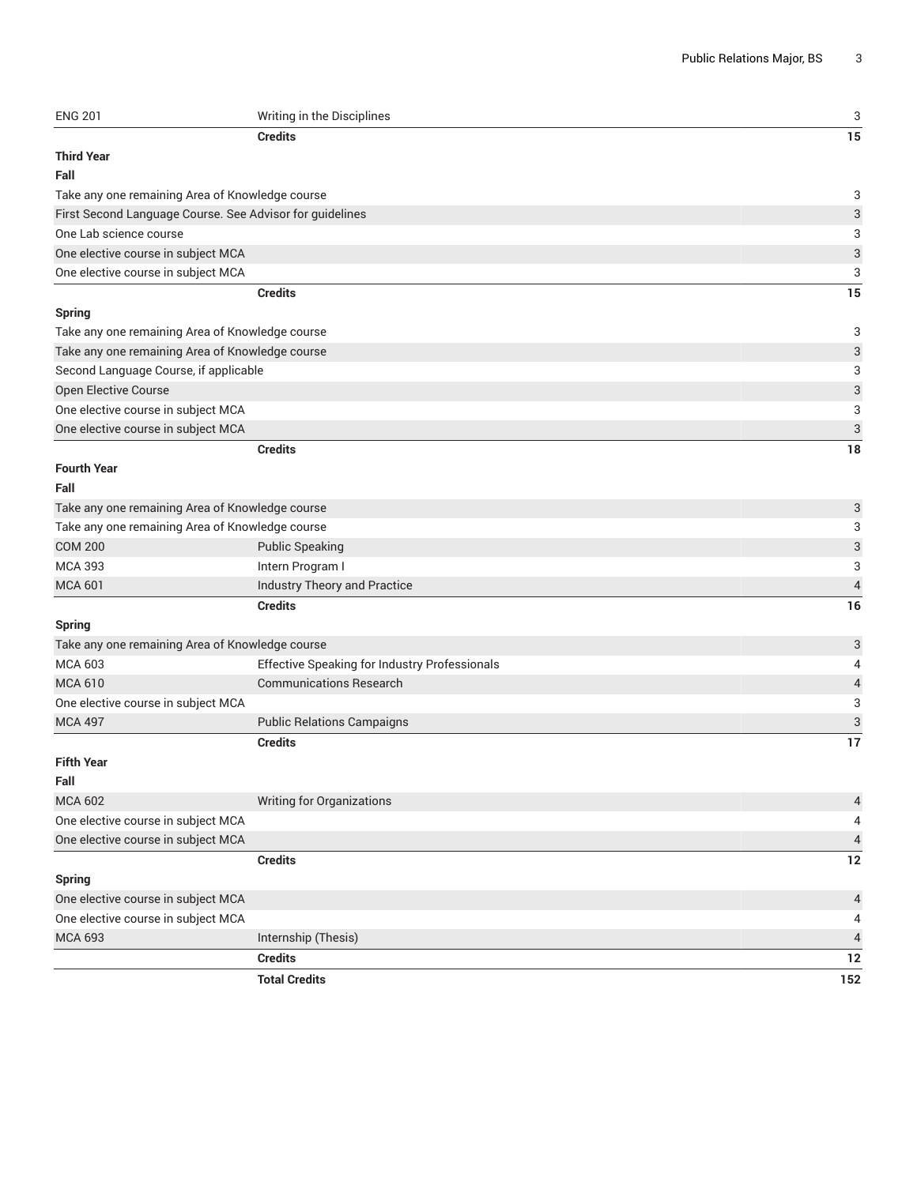| | | |
|---|---|---|
| ENG 201 | Writing in the Disciplines | 3 |
| | **Credits** | **15** |
| **Third Year** | | |
| **Fall** | | |
| Take any one remaining Area of Knowledge course | | 3 |
| First Second Language Course. See Advisor for guidelines | | 3 |
| One Lab science course | | 3 |
| One elective course in subject MCA | | 3 |
| One elective course in subject MCA | | 3 |
| | **Credits** | **15** |
| **Spring** | | |
| Take any one remaining Area of Knowledge course | | 3 |
| Take any one remaining Area of Knowledge course | | 3 |
| Second Language Course, if applicable | | 3 |
| Open Elective Course | | 3 |
| One elective course in subject MCA | | 3 |
| One elective course in subject MCA | | 3 |
| | **Credits** | **18** |
| **Fourth Year** | | |
| **Fall** | | |
| Take any one remaining Area of Knowledge course | | 3 |
| Take any one remaining Area of Knowledge course | | 3 |
| COM 200 | Public Speaking | 3 |
| MCA 393 | Intern Program I | 3 |
| MCA 601 | Industry Theory and Practice | 4 |
| | **Credits** | **16** |
| **Spring** | | |
| Take any one remaining Area of Knowledge course | | 3 |
| MCA 603 | Effective Speaking for Industry Professionals | 4 |
| MCA 610 | Communications Research | 4 |
| One elective course in subject MCA | | 3 |
| MCA 497 | Public Relations Campaigns | 3 |
| | **Credits** | **17** |
| **Fifth Year** | | |
| **Fall** | | |
| MCA 602 | Writing for Organizations | 4 |
| One elective course in subject MCA | | 4 |
| One elective course in subject MCA | | 4 |
| | **Credits** | **12** |
| **Spring** | | |
| One elective course in subject MCA | | 4 |
| One elective course in subject MCA | | 4 |
| MCA 693 | Internship (Thesis) | 4 |
| | **Credits** | **12** |
| | **Total Credits** | **152** |